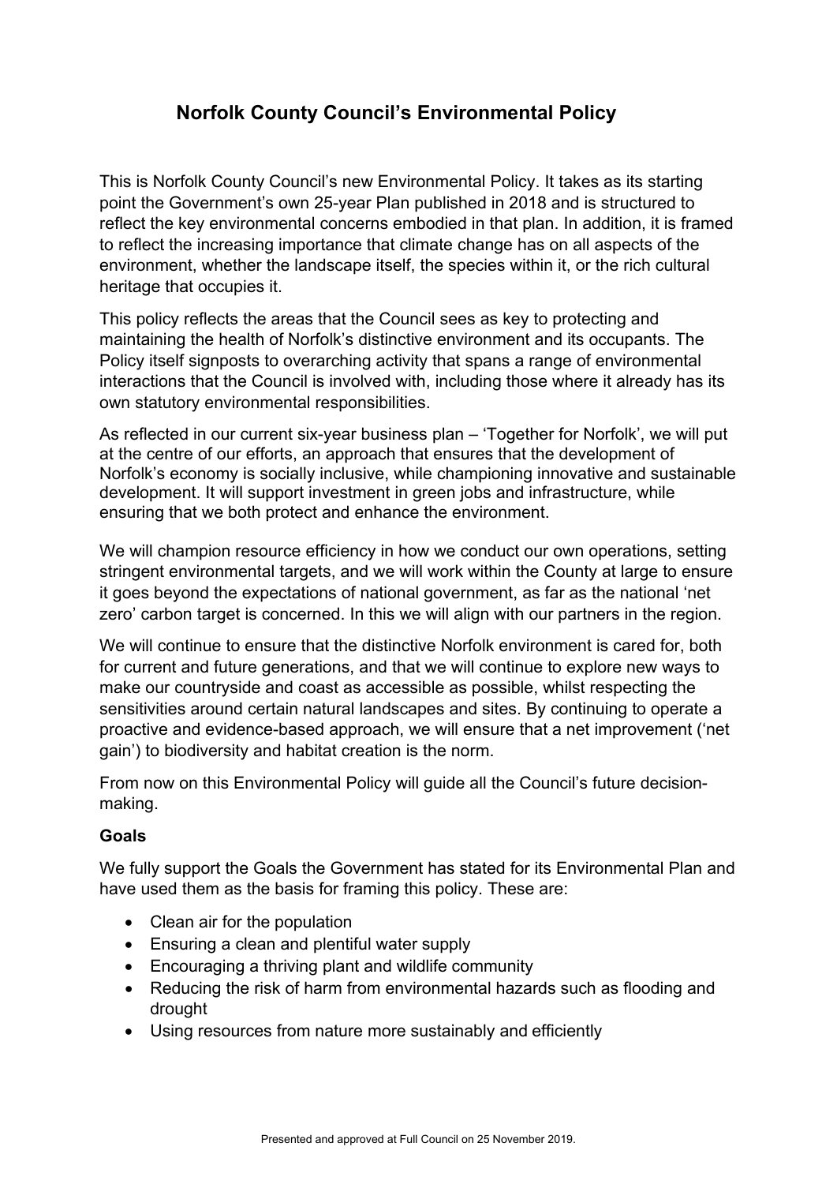# Norfolk County Council's Environmental Policy

This is Norfolk County Council's new Environmental Policy. It takes as its starting point the Government's own 25-year Plan published in 2018 and is structured to reflect the key environmental concerns embodied in that plan. In addition, it is framed to reflect the increasing importance that climate change has on all aspects of the environment, whether the landscape itself, the species within it, or the rich cultural heritage that occupies it.

This policy reflects the areas that the Council sees as key to protecting and maintaining the health of Norfolk's distinctive environment and its occupants. The Policy itself signposts to overarching activity that spans a range of environmental interactions that the Council is involved with, including those where it already has its own statutory environmental responsibilities.

As reflected in our current six-year business plan – 'Together for Norfolk', we will put at the centre of our efforts, an approach that ensures that the development of Norfolk's economy is socially inclusive, while championing innovative and sustainable development. It will support investment in green jobs and infrastructure, while ensuring that we both protect and enhance the environment.

We will champion resource efficiency in how we conduct our own operations, setting stringent environmental targets, and we will work within the County at large to ensure it goes beyond the expectations of national government, as far as the national 'net zero' carbon target is concerned. In this we will align with our partners in the region.

We will continue to ensure that the distinctive Norfolk environment is cared for, both for current and future generations, and that we will continue to explore new ways to make our countryside and coast as accessible as possible, whilst respecting the sensitivities around certain natural landscapes and sites. By continuing to operate a proactive and evidence-based approach, we will ensure that a net improvement ('net gain') to biodiversity and habitat creation is the norm.

From now on this Environmental Policy will guide all the Council's future decision-making.

### Goals

We fully support the Goals the Government has stated for its Environmental Plan and have used them as the basis for framing this policy. These are:

- Clean air for the population
- Ensuring a clean and plentiful water supply
- Encouraging a thriving plant and wildlife community
- Reducing the risk of harm from environmental hazards such as flooding and drought
- Using resources from nature more sustainably and efficiently

Presented and approved at Full Council on 25 November 2019.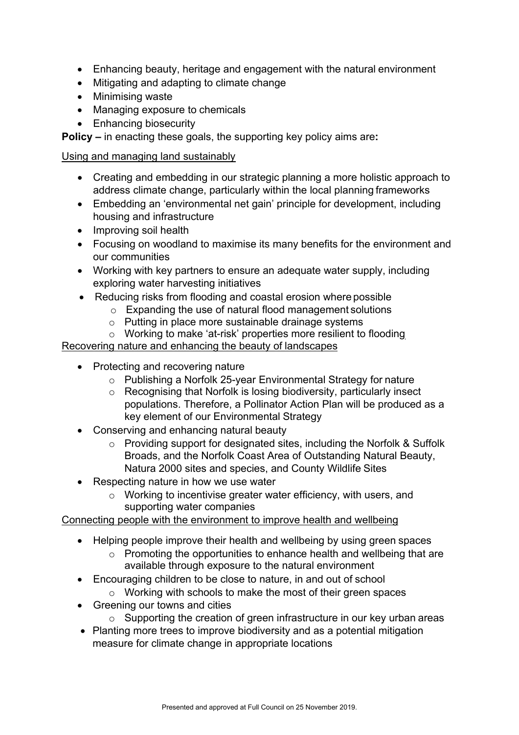- Enhancing beauty, heritage and engagement with the natural environment
- Mitigating and adapting to climate change
- Minimising waste
- Managing exposure to chemicals
- Enhancing biosecurity

**Policy –** in enacting these goals, the supporting key policy aims are**:**

Using and managing land sustainably

- Creating and embedding in our strategic planning a more holistic approach to address climate change, particularly within the local planning frameworks
- Embedding an 'environmental net gain' principle for development, including housing and infrastructure
- Improving soil health
- Focusing on woodland to maximise its many benefits for the environment and our communities
- Working with key partners to ensure an adequate water supply, including exploring water harvesting initiatives
- Reducing risks from flooding and coastal erosion where possible
  - Expanding the use of natural flood management solutions
  - Putting in place more sustainable drainage systems
  - Working to make 'at-risk' properties more resilient to flooding

Recovering nature and enhancing the beauty of landscapes

- Protecting and recovering nature
  - Publishing a Norfolk 25-year Environmental Strategy for nature
  - Recognising that Norfolk is losing biodiversity, particularly insect populations. Therefore, a Pollinator Action Plan will be produced as a key element of our Environmental Strategy
- Conserving and enhancing natural beauty
  - Providing support for designated sites, including the Norfolk & Suffolk Broads, and the Norfolk Coast Area of Outstanding Natural Beauty, Natura 2000 sites and species, and County Wildlife Sites
- Respecting nature in how we use water
  - Working to incentivise greater water efficiency, with users, and supporting water companies

Connecting people with the environment to improve health and wellbeing

- Helping people improve their health and wellbeing by using green spaces
  - Promoting the opportunities to enhance health and wellbeing that are available through exposure to the natural environment
- Encouraging children to be close to nature, in and out of school
  - Working with schools to make the most of their green spaces
- Greening our towns and cities
  - Supporting the creation of green infrastructure in our key urban areas
- Planting more trees to improve biodiversity and as a potential mitigation measure for climate change in appropriate locations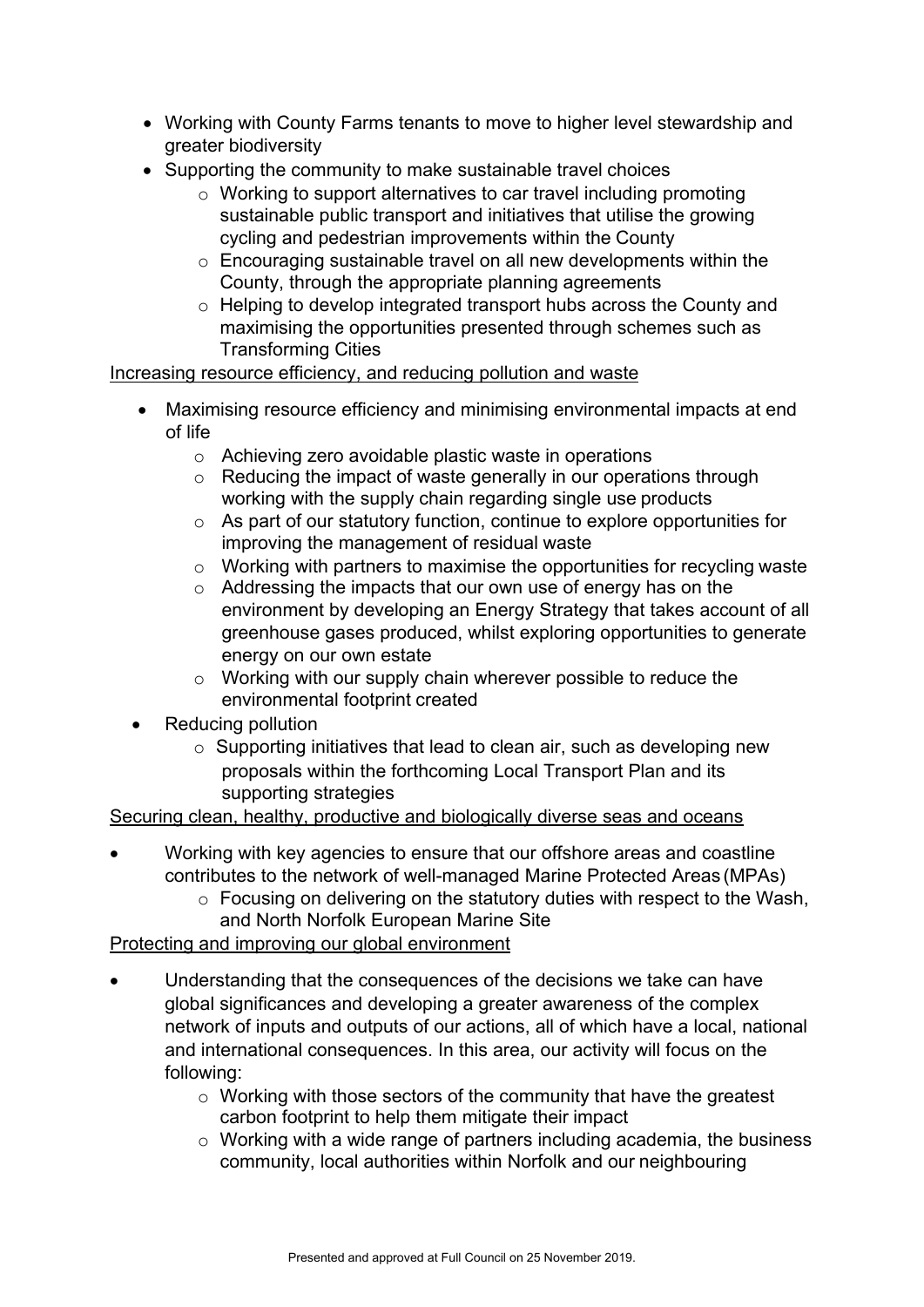- Working with County Farms tenants to move to higher level stewardship and greater biodiversity
- Supporting the community to make sustainable travel choices
    - Working to support alternatives to car travel including promoting sustainable public transport and initiatives that utilise the growing cycling and pedestrian improvements within the County
    - Encouraging sustainable travel on all new developments within the County, through the appropriate planning agreements
    - Helping to develop integrated transport hubs across the County and maximising the opportunities presented through schemes such as Transforming Cities

<u>Increasing resource efficiency, and reducing pollution and waste</u>

- Maximising resource efficiency and minimising environmental impacts at end of life
    - Achieving zero avoidable plastic waste in operations
    - Reducing the impact of waste generally in our operations through working with the supply chain regarding single use products
    - As part of our statutory function, continue to explore opportunities for improving the management of residual waste
    - Working with partners to maximise the opportunities for recycling waste
    - Addressing the impacts that our own use of energy has on the environment by developing an Energy Strategy that takes account of all greenhouse gases produced, whilst exploring opportunities to generate energy on our own estate
    - Working with our supply chain wherever possible to reduce the environmental footprint created
- Reducing pollution
    - Supporting initiatives that lead to clean air, such as developing new proposals within the forthcoming Local Transport Plan and its supporting strategies

<u>Securing clean, healthy, productive and biologically diverse seas and oceans</u>

- Working with key agencies to ensure that our offshore areas and coastline contributes to the network of well-managed Marine Protected Areas (MPAs)
    - Focusing on delivering on the statutory duties with respect to the Wash, and North Norfolk European Marine Site

<u>Protecting and improving our global environment</u>

- Understanding that the consequences of the decisions we take can have global significances and developing a greater awareness of the complex network of inputs and outputs of our actions, all of which have a local, national and international consequences. In this area, our activity will focus on the following:
    - Working with those sectors of the community that have the greatest carbon footprint to help them mitigate their impact
    - Working with a wide range of partners including academia, the business community, local authorities within Norfolk and our neighbouring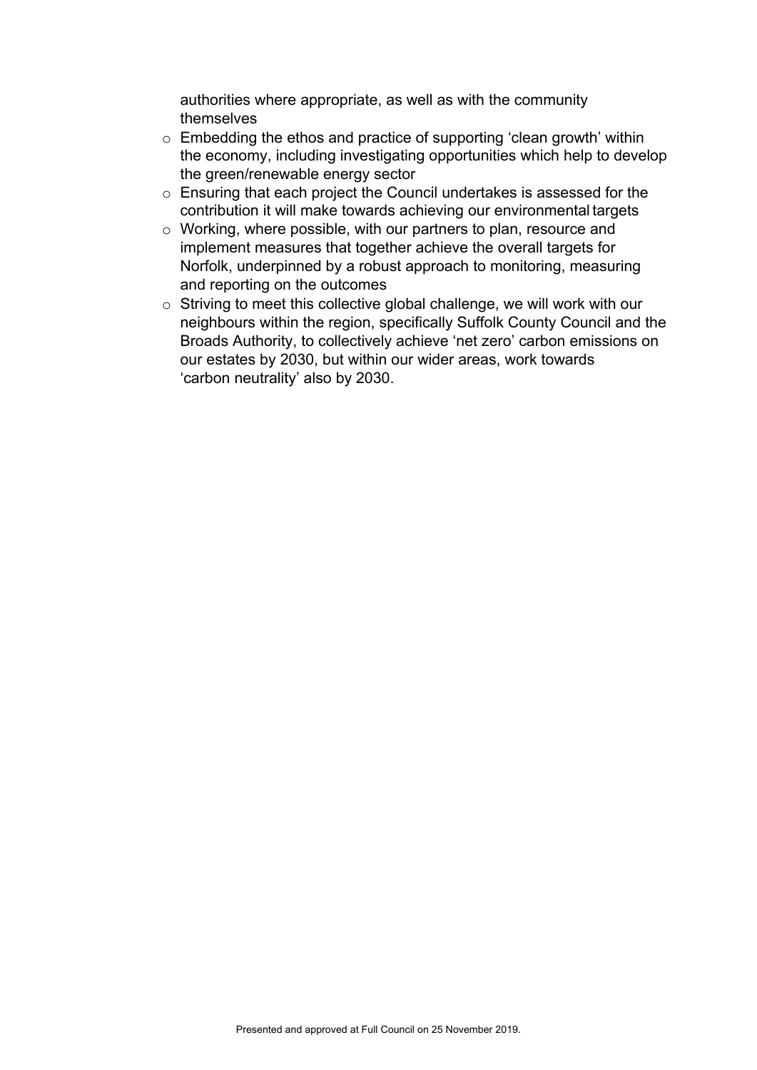authorities where appropriate, as well as with the community themselves

- Embedding the ethos and practice of supporting 'clean growth' within the economy, including investigating opportunities which help to develop the green/renewable energy sector
- Ensuring that each project the Council undertakes is assessed for the contribution it will make towards achieving our environmental targets
- Working, where possible, with our partners to plan, resource and implement measures that together achieve the overall targets for Norfolk, underpinned by a robust approach to monitoring, measuring and reporting on the outcomes
- Striving to meet this collective global challenge, we will work with our neighbours within the region, specifically Suffolk County Council and the Broads Authority, to collectively achieve 'net zero' carbon emissions on our estates by 2030, but within our wider areas, work towards 'carbon neutrality' also by 2030.

Presented and approved at Full Council on 25 November 2019.